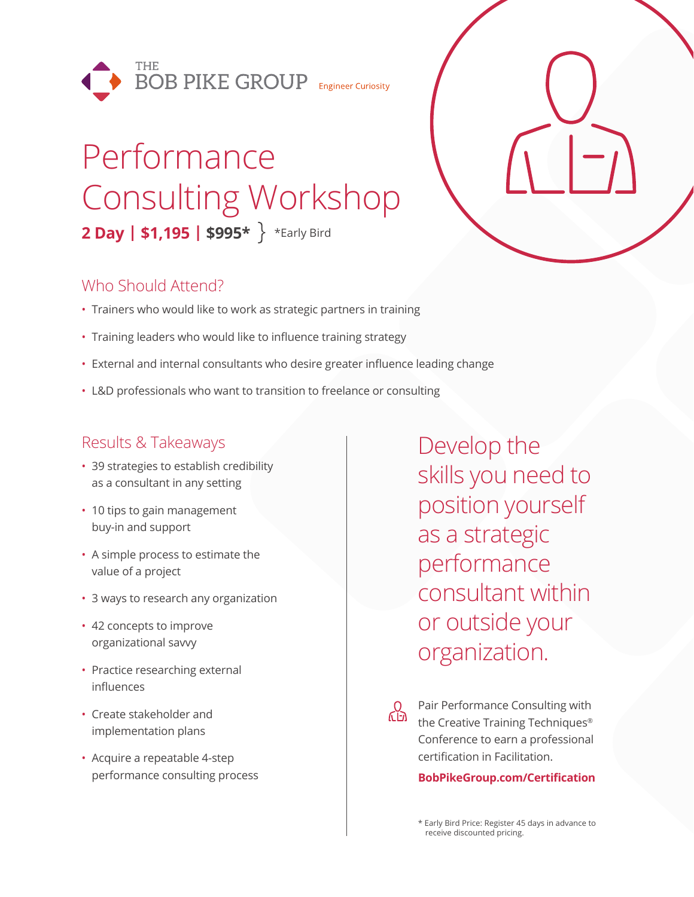THE BOB PIKE GROUP Engineer Curiosity

# Performance Consulting Workshop

**2 Day | $1,195 | $995*** } *Early Bird

## Who Should Attend?

- Trainers who would like to work as strategic partners in training
- Training leaders who would like to influence training strategy
- External and internal consultants who desire greater influence leading change
- L&D professionals who want to transition to freelance or consulting

## Results & Takeaways

- 39 strategies to establish credibility as a consultant in any setting
- 10 tips to gain management buy-in and support
- A simple process to estimate the value of a project
- 3 ways to research any organization
- 42 concepts to improve organizational savvy
- Practice researching external influences
- Create stakeholder and implementation plans
- Acquire a repeatable 4-step performance consulting process

Develop the skills you need to position yourself as a strategic performance consultant within or outside your organization.

Pair Performance Consulting with the Creative Training Techniques® Conference to earn a professional certification in Facilitation.

**BobPikeGroup.com/Certification**

* Early Bird Price: Register 45 days in advance to receive discounted pricing.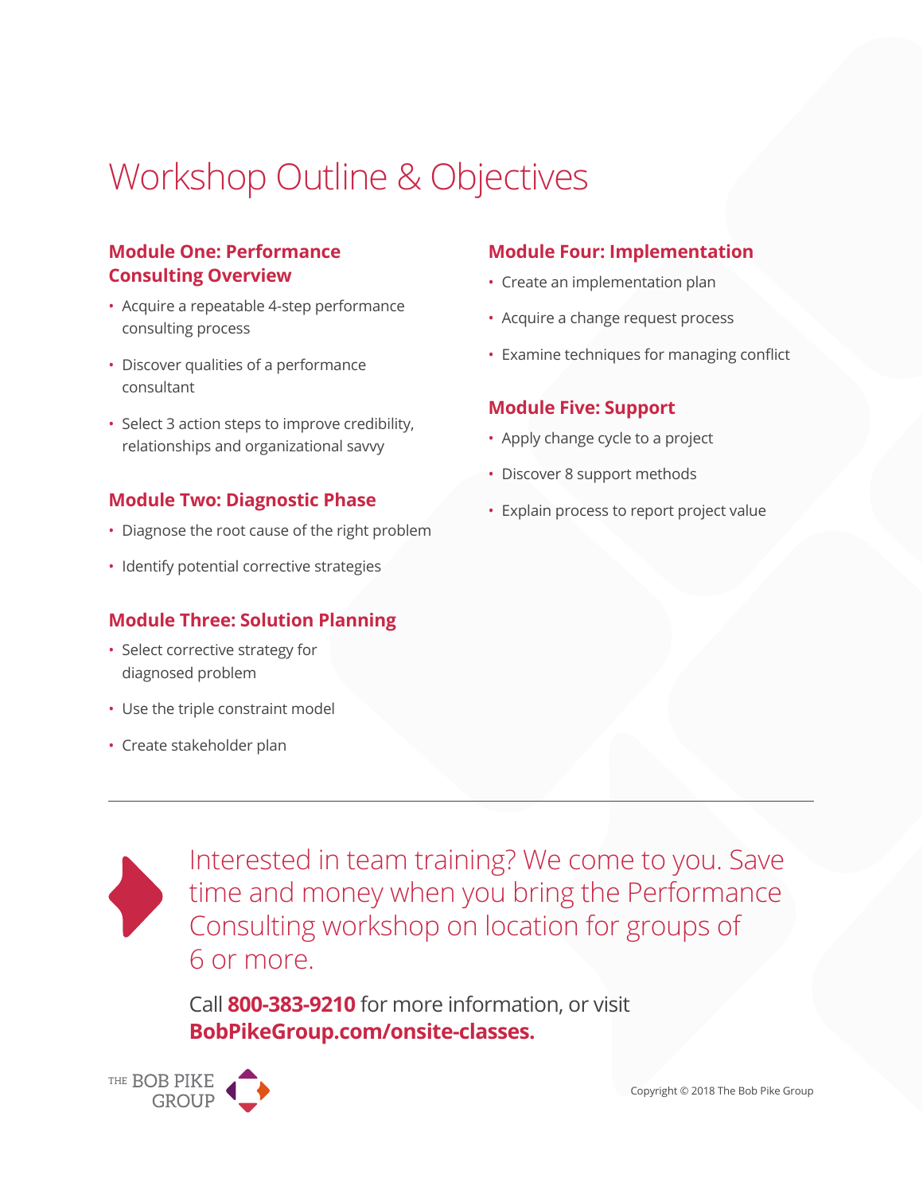# Workshop Outline & Objectives

### Module One: Performance Consulting Overview

- Acquire a repeatable 4-step performance consulting process
- Discover qualities of a performance consultant
- Select 3 action steps to improve credibility, relationships and organizational savvy

### Module Two: Diagnostic Phase

- Diagnose the root cause of the right problem
- Identify potential corrective strategies

### Module Three: Solution Planning

- Select corrective strategy for diagnosed problem
- Use the triple constraint model
- Create stakeholder plan

### Module Four: Implementation

- Create an implementation plan
- Acquire a change request process
- Examine techniques for managing conflict

### Module Five: Support

- Apply change cycle to a project
- Discover 8 support methods
- Explain process to report project value

---

Interested in team training? We come to you. Save time and money when you bring the Performance Consulting workshop on location for groups of 6 or more.

Call **800-383-9210** for more information, or visit **BobPikeGroup.com/onsite-classes.**

THE BOB PIKE GROUP

Copyright © 2018 The Bob Pike Group